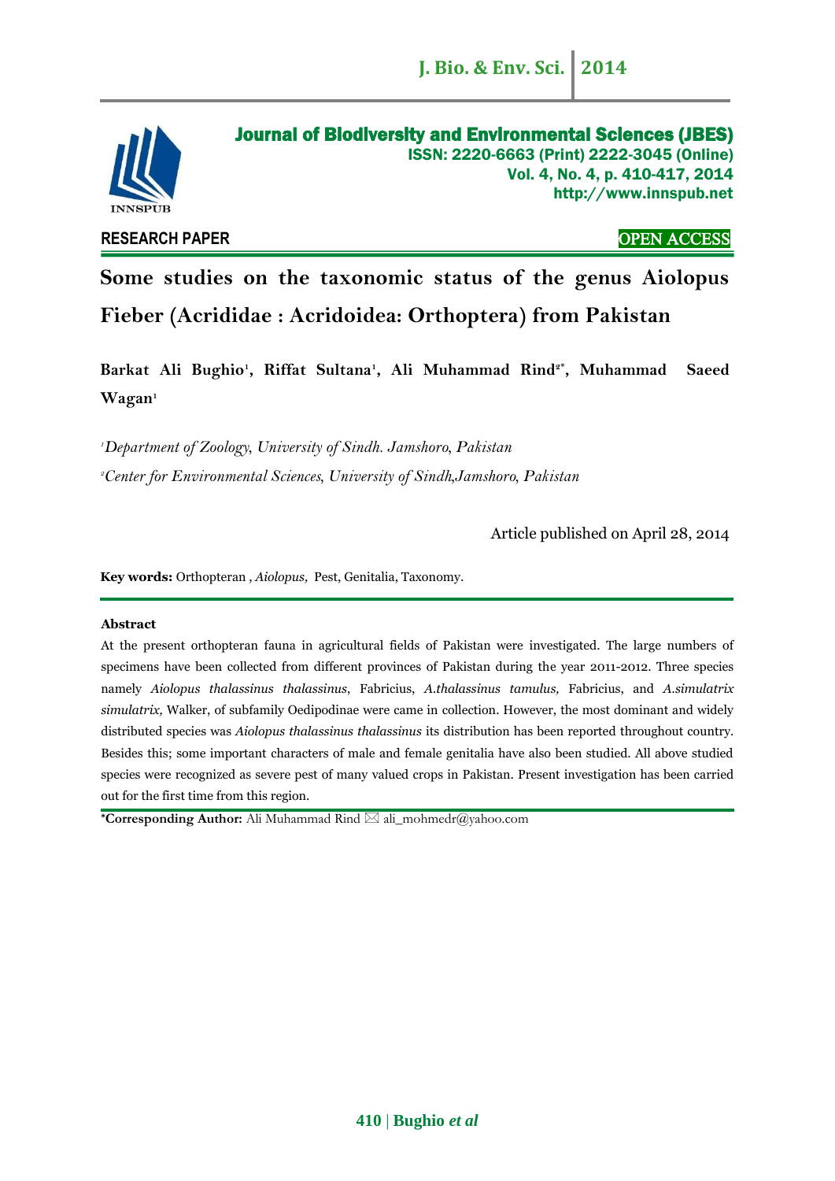Journal of Biodiversity and Environmental Sciences (JBES)
ISSN: 2220-6663 (Print) 2222-3045 (Online)
Vol. 4, No. 4, p. 410-417, 2014
http://www.innspub.net

RESEARCH PAPER

OPEN ACCESS

# Some studies on the taxonomic status of the genus Aiolopus Fieber (Acrididae : Acridoidea: Orthoptera) from Pakistan

**Barkat Ali Bughio[1], Riffat Sultana[1], Ali Muhammad Rind[2*], Muhammad Saeed Wagan[1]**

*[1]Department of Zoology, University of Sindh. Jamshoro, Pakistan*

*[2]Center for Environmental Sciences, University of Sindh,Jamshoro, Pakistan*

Article published on April 28, 2014

**Key words:** Orthopteran , *Aiolopus,* Pest, Genitalia, Taxonomy.

## Abstract

At the present orthopteran fauna in agricultural fields of Pakistan were investigated. The large numbers of specimens have been collected from different provinces of Pakistan during the year 2011-2012. Three species namely *Aiolopus thalassinus thalassinus*, Fabricius, *A.thalassinus tamulus,* Fabricius, and *A.simulatrix simulatrix,* Walker, of subfamily Oedipodinae were came in collection. However, the most dominant and widely distributed species was *Aiolopus thalassinus thalassinus* its distribution has been reported throughout country. Besides this; some important characters of male and female genitalia have also been studied. All above studied species were recognized as severe pest of many valued crops in Pakistan. Present investigation has been carried out for the first time from this region.

**\*Corresponding Author:** Ali Muhammad Rind ✉ ali_mohmedr@yahoo.com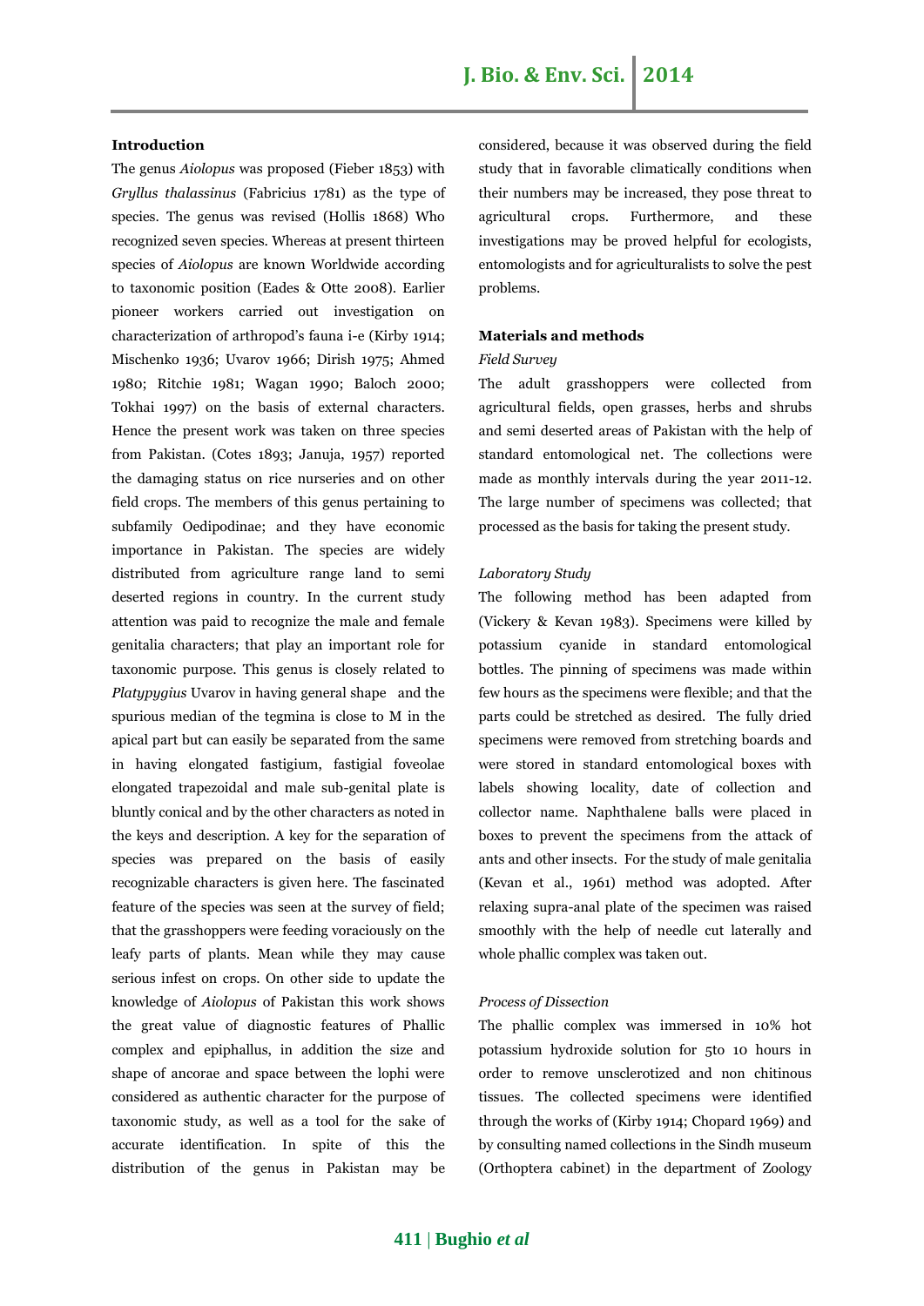## Introduction

The genus *Aiolopus* was proposed (Fieber 1853) with *Gryllus thalassinus* (Fabricius 1781) as the type of species. The genus was revised (Hollis 1868) Who recognized seven species. Whereas at present thirteen species of *Aiolopus* are known Worldwide according to taxonomic position (Eades & Otte 2008). Earlier pioneer workers carried out investigation on characterization of arthropod's fauna i-e (Kirby 1914; Mischenko 1936; Uvarov 1966; Dirish 1975; Ahmed 1980; Ritchie 1981; Wagan 1990; Baloch 2000; Tokhai 1997) on the basis of external characters. Hence the present work was taken on three species from Pakistan. (Cotes 1893; Januja, 1957) reported the damaging status on rice nurseries and on other field crops. The members of this genus pertaining to subfamily Oedipodinae; and they have economic importance in Pakistan. The species are widely distributed from agriculture range land to semi deserted regions in country. In the current study attention was paid to recognize the male and female genitalia characters; that play an important role for taxonomic purpose. This genus is closely related to *Platypygius* Uvarov in having general shape and the spurious median of the tegmina is close to M in the apical part but can easily be separated from the same in having elongated fastigium, fastigial foveolae elongated trapezoidal and male sub-genital plate is bluntly conical and by the other characters as noted in the keys and description. A key for the separation of species was prepared on the basis of easily recognizable characters is given here. The fascinated feature of the species was seen at the survey of field; that the grasshoppers were feeding voraciously on the leafy parts of plants. Mean while they may cause serious infest on crops. On other side to update the knowledge of *Aiolopus* of Pakistan this work shows the great value of diagnostic features of Phallic complex and epiphallus, in addition the size and shape of ancorae and space between the lophi were considered as authentic character for the purpose of taxonomic study, as well as a tool for the sake of accurate identification. In spite of this the distribution of the genus in Pakistan may be considered, because it was observed during the field study that in favorable climatically conditions when their numbers may be increased, they pose threat to agricultural crops. Furthermore, and these investigations may be proved helpful for ecologists, entomologists and for agriculturalists to solve the pest problems.

## Materials and methods

### *Field Survey*

The adult grasshoppers were collected from agricultural fields, open grasses, herbs and shrubs and semi deserted areas of Pakistan with the help of standard entomological net. The collections were made as monthly intervals during the year 2011-12. The large number of specimens was collected; that processed as the basis for taking the present study.

### *Laboratory Study*

The following method has been adapted from (Vickery & Kevan 1983). Specimens were killed by potassium cyanide in standard entomological bottles. The pinning of specimens was made within few hours as the specimens were flexible; and that the parts could be stretched as desired. The fully dried specimens were removed from stretching boards and were stored in standard entomological boxes with labels showing locality, date of collection and collector name. Naphthalene balls were placed in boxes to prevent the specimens from the attack of ants and other insects. For the study of male genitalia (Kevan et al., 1961) method was adopted. After relaxing supra-anal plate of the specimen was raised smoothly with the help of needle cut laterally and whole phallic complex was taken out.

### *Process of Dissection*

The phallic complex was immersed in 10% hot potassium hydroxide solution for 5to 10 hours in order to remove unsclerotized and non chitinous tissues. The collected specimens were identified through the works of (Kirby 1914; Chopard 1969) and by consulting named collections in the Sindh museum (Orthoptera cabinet) in the department of Zoology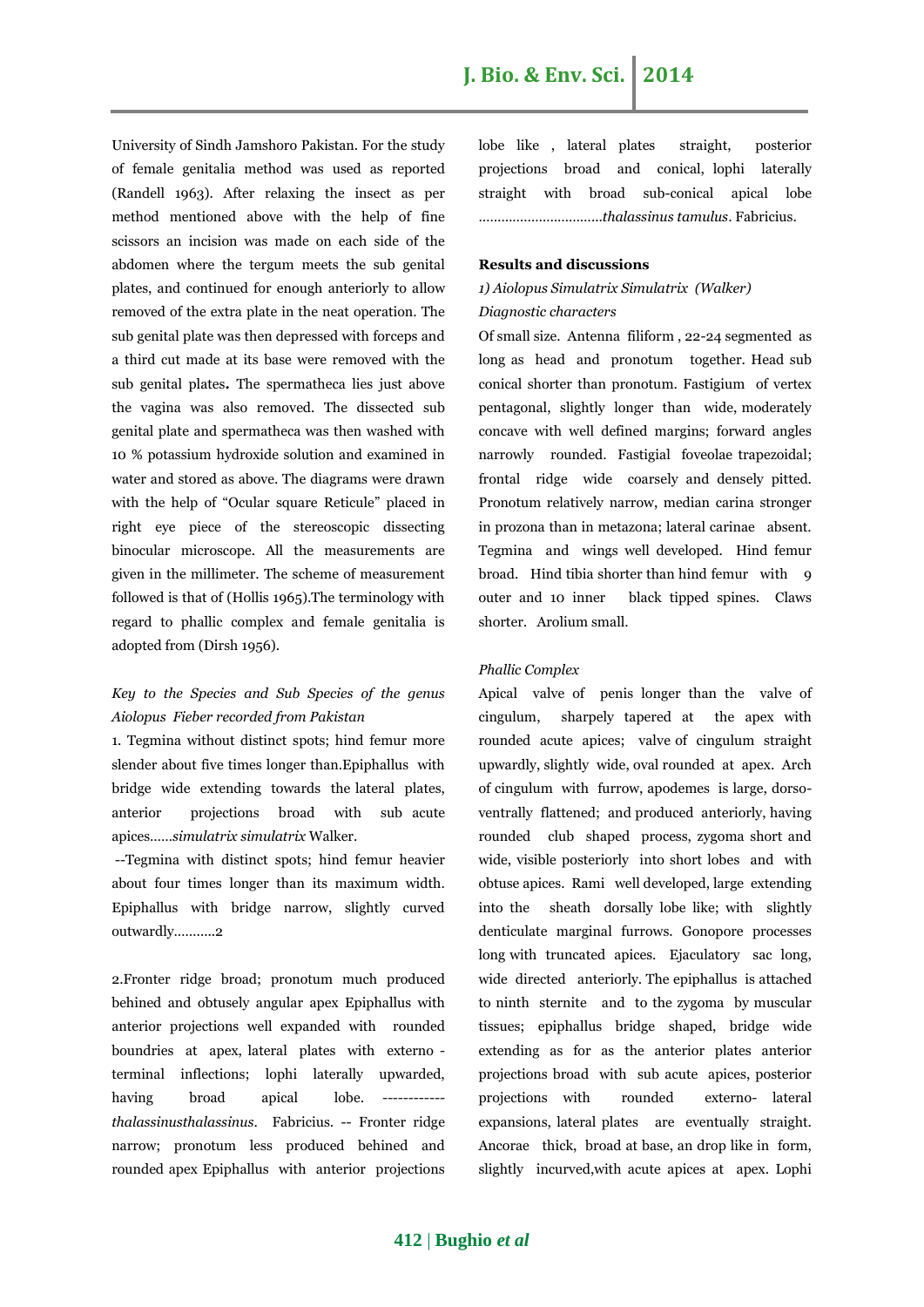University of Sindh Jamshoro Pakistan. For the study of female genitalia method was used as reported (Randell 1963). After relaxing the insect as per method mentioned above with the help of fine scissors an incision was made on each side of the abdomen where the tergum meets the sub genital plates, and continued for enough anteriorly to allow removed of the extra plate in the neat operation. The sub genital plate was then depressed with forceps and a third cut made at its base were removed with the sub genital plates**.** The spermatheca lies just above the vagina was also removed. The dissected sub genital plate and spermatheca was then washed with 10 % potassium hydroxide solution and examined in water and stored as above. The diagrams were drawn with the help of "Ocular square Reticule" placed in right eye piece of the stereoscopic dissecting binocular microscope. All the measurements are given in the millimeter. The scheme of measurement followed is that of (Hollis 1965).The terminology with regard to phallic complex and female genitalia is adopted from (Dirsh 1956).

*Key to the Species and Sub Species of the genus Aiolopus Fieber recorded from Pakistan*

1. Tegmina without distinct spots; hind femur more slender about five times longer than.Epiphallus with bridge wide extending towards the lateral plates, anterior projections broad with sub acute apices……*simulatrix simulatrix* Walker.

--Tegmina with distinct spots; hind femur heavier about four times longer than its maximum width. Epiphallus with bridge narrow, slightly curved outwardly………..2

2.Fronter ridge broad; pronotum much produced behined and obtusely angular apex Epiphallus with anterior projections well expanded with rounded boundries at apex, lateral plates with externo -terminal inflections; lophi laterally upwarded, having broad apical lobe. ------------ *thalassinusthalassinus*. Fabricius. -- Fronter ridge narrow; pronotum less produced behined and rounded apex Epiphallus with anterior projections lobe like , lateral plates straight, posterior projections broad and conical, lophi laterally straight with broad sub-conical apical lobe ……………………………*thalassinus tamulus*. Fabricius.

## Results and discussions

### *1) Aiolopus Simulatrix Simulatrix (Walker)*

*Diagnostic characters*

Of small size. Antenna filiform , 22-24 segmented as long as head and pronotum together. Head sub conical shorter than pronotum. Fastigium of vertex pentagonal, slightly longer than wide, moderately concave with well defined margins; forward angles narrowly rounded. Fastigial foveolae trapezoidal; frontal ridge wide coarsely and densely pitted. Pronotum relatively narrow, median carina stronger in prozona than in metazona; lateral carinae absent. Tegmina and wings well developed. Hind femur broad. Hind tibia shorter than hind femur with 9 outer and 10 inner black tipped spines. Claws shorter. Arolium small.

*Phallic Complex*

Apical valve of penis longer than the valve of cingulum, sharpely tapered at the apex with rounded acute apices; valve of cingulum straight upwardly, slightly wide, oval rounded at apex. Arch of cingulum with furrow, apodemes is large, dorso-ventrally flattened; and produced anteriorly, having rounded club shaped process, zygoma short and wide, visible posteriorly into short lobes and with obtuse apices. Rami well developed, large extending into the sheath dorsally lobe like; with slightly denticulate marginal furrows. Gonopore processes long with truncated apices. Ejaculatory sac long, wide directed anteriorly. The epiphallus is attached to ninth sternite and to the zygoma by muscular tissues; epiphallus bridge shaped, bridge wide extending as for as the anterior plates anterior projections broad with sub acute apices, posterior projections with rounded externo- lateral expansions, lateral plates are eventually straight. Ancorae thick, broad at base, an drop like in form, slightly incurved,with acute apices at apex. Lophi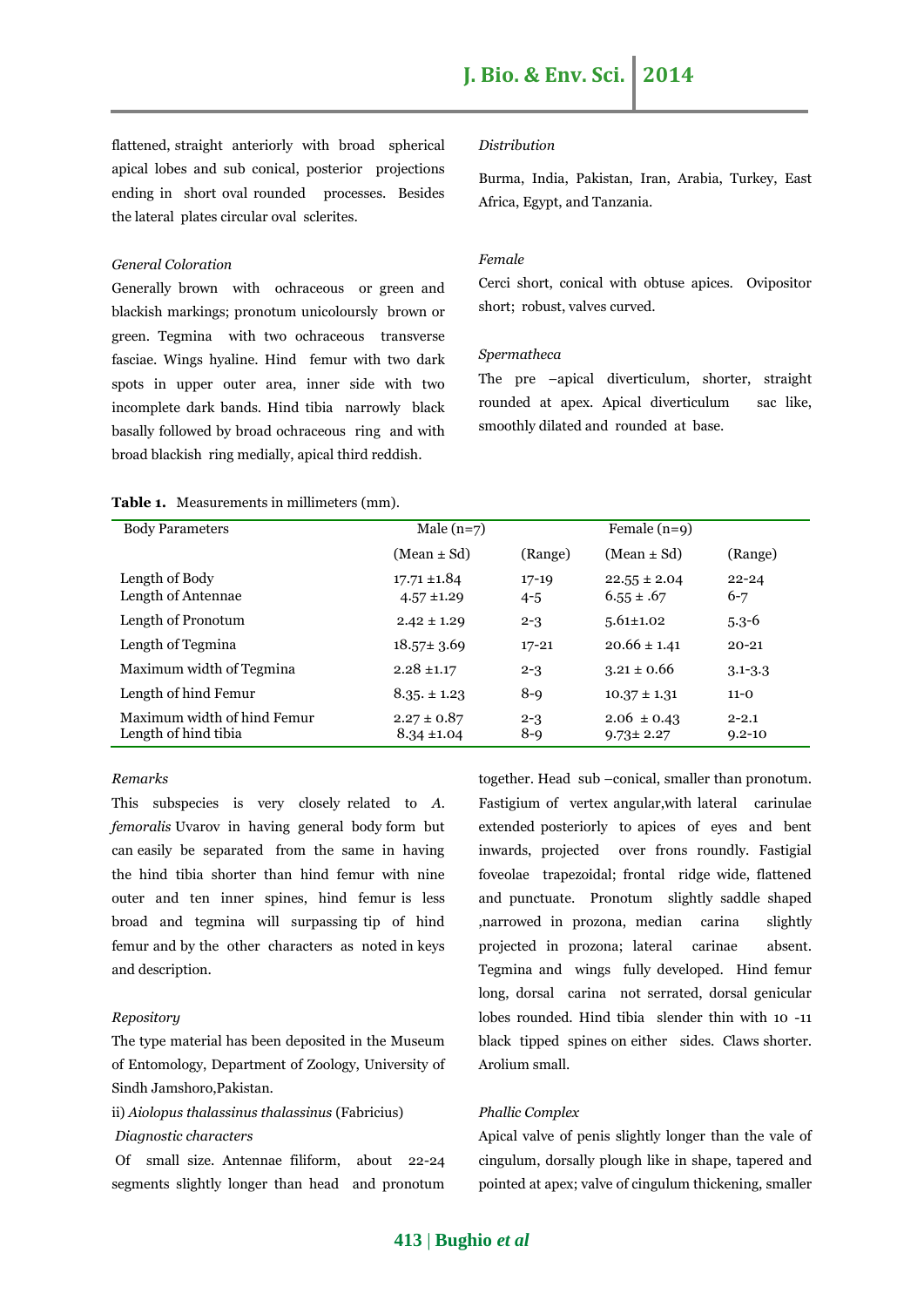flattened, straight anteriorly with broad spherical apical lobes and sub conical, posterior projections ending in short oval rounded processes. Besides the lateral plates circular oval sclerites.

*General Coloration*

Generally brown with ochraceous or green and blackish markings; pronotum unicolourly brown or green. Tegmina with two ochraceous transverse fasciae. Wings hyaline. Hind femur with two dark spots in upper outer area, inner side with two incomplete dark bands. Hind tibia narrowly black basally followed by broad ochraceous ring and with broad blackish ring medially, apical third reddish.

*Distribution*

Burma, India, Pakistan, Iran, Arabia, Turkey, East Africa, Egypt, and Tanzania.

*Female*

Cerci short, conical with obtuse apices. Ovipositor short; robust, valves curved.

*Spermatheca*

The pre –apical diverticulum, shorter, straight rounded at apex. Apical diverticulum sac like, smoothly dilated and rounded at base.

**Table 1.** Measurements in millimeters (mm).

| Body Parameters | Male (n=7) | | Female (n=9) | |
|---|---|---|---|---|
| | (Mean ± Sd) | (Range) | (Mean ± Sd) | (Range) |
| Length of Body | 17.71 ±1.84 | 17-19 | 22.55 ± 2.04 | 22-24 |
| Length of Antennae | 4.57 ±1.29 | 4-5 | 6.55 ± .67 | 6-7 |
| Length of Pronotum | 2.42 ± 1.29 | 2-3 | 5.61±1.02 | 5.3-6 |
| Length of Tegmina | 18.57± 3.69 | 17-21 | 20.66 ± 1.41 | 20-21 |
| Maximum width of Tegmina | 2.28 ±1.17 | 2-3 | 3.21 ± 0.66 | 3.1-3.3 |
| Length of hind Femur | 8.35. ± 1.23 | 8-9 | 10.37 ± 1.31 | 11-0 |
| Maximum width of hind Femur | 2.27 ± 0.87 | 2-3 | 2.06 ± 0.43 | 2-2.1 |
| Length of hind tibia | 8.34 ±1.04 | 8-9 | 9.73± 2.27 | 9.2-10 |

*Remarks*

This subspecies is very closely related to *A. femoralis* Uvarov in having general body form but can easily be separated from the same in having the hind tibia shorter than hind femur with nine outer and ten inner spines, hind femur is less broad and tegmina will surpassing tip of hind femur and by the other characters as noted in keys and description.

*Repository*

The type material has been deposited in the Museum of Entomology, Department of Zoology, University of Sindh Jamshoro,Pakistan.

ii) *Aiolopus thalassinus thalassinus* (Fabricius)

*Diagnostic characters*

Of small size. Antennae filiform, about 22-24 segments slightly longer than head and pronotum together. Head sub –conical, smaller than pronotum. Fastigium of vertex angular,with lateral carinulae extended posteriorly to apices of eyes and bent inwards, projected over frons roundly. Fastigial foveolae trapezoidal; frontal ridge wide, flattened and punctuate. Pronotum slightly saddle shaped ,narrowed in prozona, median carina slightly projected in prozona; lateral carinae absent. Tegmina and wings fully developed. Hind femur long, dorsal carina not serrated, dorsal genicular lobes rounded. Hind tibia slender thin with 10 -11 black tipped spines on either sides. Claws shorter. Arolium small.

*Phallic Complex*

Apical valve of penis slightly longer than the vale of cingulum, dorsally plough like in shape, tapered and pointed at apex; valve of cingulum thickening, smaller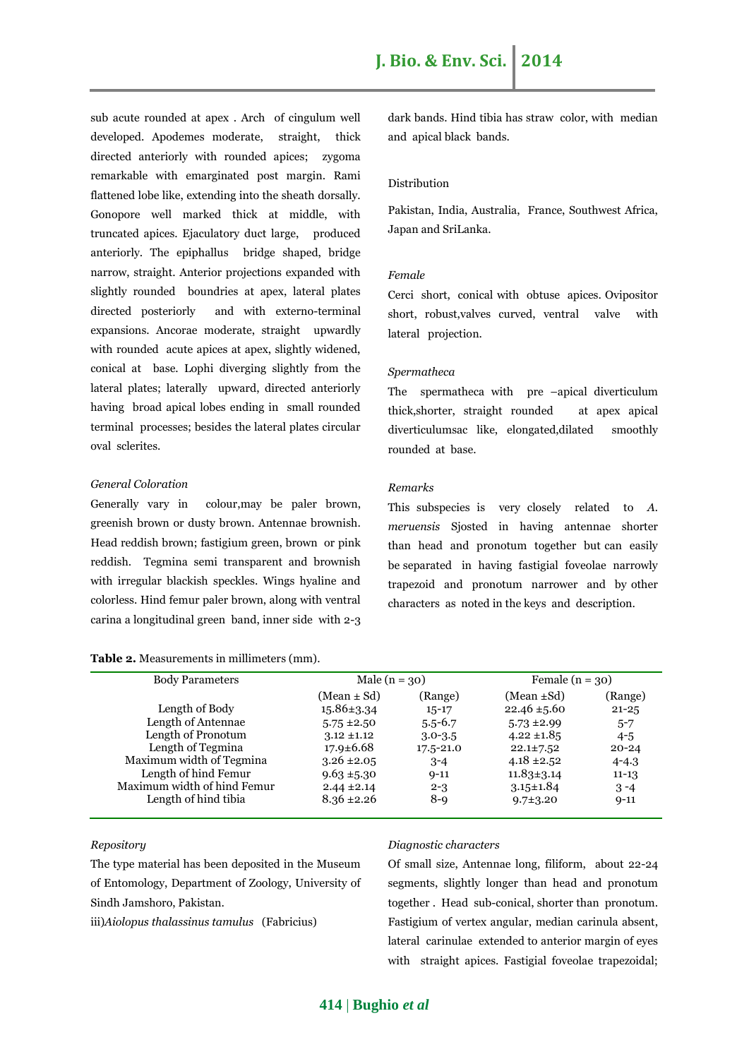sub acute rounded at apex . Arch of cingulum well developed. Apodemes moderate, straight, thick directed anteriorly with rounded apices; zygoma remarkable with emarginated post margin. Rami flattened lobe like, extending into the sheath dorsally. Gonopore well marked thick at middle, with truncated apices. Ejaculatory duct large, produced anteriorly. The epiphallus bridge shaped, bridge narrow, straight. Anterior projections expanded with slightly rounded boundries at apex, lateral plates directed posteriorly and with externo-terminal expansions. Ancorae moderate, straight upwardly with rounded acute apices at apex, slightly widened, conical at base. Lophi diverging slightly from the lateral plates; laterally upward, directed anteriorly having broad apical lobes ending in small rounded terminal processes; besides the lateral plates circular oval sclerites.

*General Coloration*

Generally vary in colour,may be paler brown, greenish brown or dusty brown. Antennae brownish. Head reddish brown; fastigium green, brown or pink reddish. Tegmina semi transparent and brownish with irregular blackish speckles. Wings hyaline and colorless. Hind femur paler brown, along with ventral carina a longitudinal green band, inner side with 2-3 dark bands. Hind tibia has straw color, with median and apical black bands.

Distribution

Pakistan, India, Australia, France, Southwest Africa, Japan and SriLanka.

*Female*

Cerci short, conical with obtuse apices. Ovipositor short, robust,valves curved, ventral valve with lateral projection.

*Spermatheca*

The spermatheca with pre –apical diverticulum thick,shorter, straight rounded at apex apical diverticulumsac like, elongated,dilated smoothly rounded at base.

*Remarks*

This subspecies is very closely related to *A. meruensis* Sjosted in having antennae shorter than head and pronotum together but can easily be separated in having fastigial foveolae narrowly trapezoid and pronotum narrower and by other characters as noted in the keys and description.

**Table 2.** Measurements in millimeters (mm).

| Body Parameters | Male (n = 30) | | Female (n = 30) | |
|---|---|---|---|---|
| | (Mean ± Sd) | (Range) | (Mean ±Sd) | (Range) |
| Length of Body | 15.86±3.34 | 15-17 | 22.46 ±5.60 | 21-25 |
| Length of Antennae | 5.75 ±2.50 | 5.5-6.7 | 5.73 ±2.99 | 5-7 |
| Length of Pronotum | 3.12 ±1.12 | 3.0-3.5 | 4.22 ±1.85 | 4-5 |
| Length of Tegmina | 17.9±6.68 | 17.5-21.0 | 22.1±7.52 | 20-24 |
| Maximum width of Tegmina | 3.26 ±2.05 | 3-4 | 4.18 ±2.52 | 4-4.3 |
| Length of hind Femur | 9.63 ±5.30 | 9-11 | 11.83±3.14 | 11-13 |
| Maximum width of hind Femur | 2.44 ±2.14 | 2-3 | 3.15±1.84 | 3 -4 |
| Length of hind tibia | 8.36 ±2.26 | 8-9 | 9.7±3.20 | 9-11 |

*Repository*

The type material has been deposited in the Museum of Entomology, Department of Zoology, University of Sindh Jamshoro, Pakistan.

iii)*Aiolopus thalassinus tamulus* (Fabricius)

*Diagnostic characters*

Of small size, Antennae long, filiform, about 22-24 segments, slightly longer than head and pronotum together . Head sub-conical, shorter than pronotum. Fastigium of vertex angular, median carinula absent, lateral carinulae extended to anterior margin of eyes with straight apices. Fastigial foveolae trapezoidal;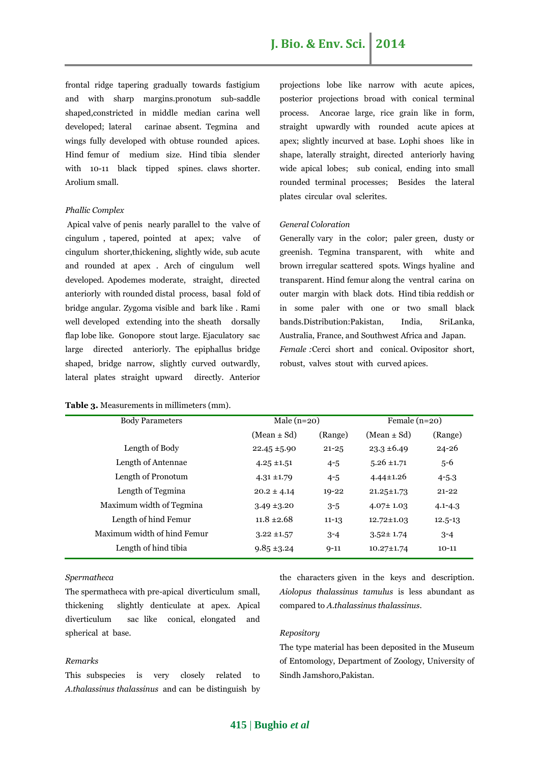frontal ridge tapering gradually towards fastigium and with sharp margins.pronotum sub-saddle shaped,constricted in middle median carina well developed; lateral carinae absent. Tegmina and wings fully developed with obtuse rounded apices. Hind femur of medium size. Hind tibia slender with 10-11 black tipped spines. claws shorter. Arolium small.

*Phallic Complex*

Apical valve of penis nearly parallel to the valve of cingulum , tapered, pointed at apex; valve of cingulum shorter,thickening, slightly wide, sub acute and rounded at apex . Arch of cingulum well developed. Apodemes moderate, straight, directed anteriorly with rounded distal process, basal fold of bridge angular. Zygoma visible and bark like . Rami well developed extending into the sheath dorsally flap lobe like. Gonopore stout large. Ejaculatory sac large directed anteriorly. The epiphallus bridge shaped, bridge narrow, slightly curved outwardly, lateral plates straight upward directly. Anterior projections lobe like narrow with acute apices, posterior projections broad with conical terminal process. Ancorae large, rice grain like in form, straight upwardly with rounded acute apices at apex; slightly incurved at base. Lophi shoes like in shape, laterally straight, directed anteriorly having wide apical lobes; sub conical, ending into small rounded terminal processes; Besides the lateral plates circular oval sclerites.

*General Coloration*

Generally vary in the color; paler green, dusty or greenish. Tegmina transparent, with white and brown irregular scattered spots. Wings hyaline and transparent. Hind femur along the ventral carina on outer margin with black dots. Hind tibia reddish or in some paler with one or two small black bands.Distribution:Pakistan, India, SriLanka, Australia, France, and Southwest Africa and Japan.

*Female :*Cerci short and conical. Ovipositor short, robust, valves stout with curved apices.

**Table 3.** Measurements in millimeters (mm).

| Body Parameters | Male (n=20) | | Female (n=20) | |
|---|---|---|---|---|
| | (Mean ± Sd) | (Range) | (Mean ± Sd) | (Range) |
| Length of Body | 22.45 ±5.90 | 21-25 | 23.3 ±6.49 | 24-26 |
| Length of Antennae | 4.25 ±1.51 | 4-5 | 5.26 ±1.71 | 5-6 |
| Length of Pronotum | 4.31 ±1.79 | 4-5 | 4.44±1.26 | 4-5.3 |
| Length of Tegmina | 20.2 ± 4.14 | 19-22 | 21.25±1.73 | 21-22 |
| Maximum width of Tegmina | 3.49 ±3.20 | 3-5 | 4.07± 1.03 | 4.1-4.3 |
| Length of hind Femur | 11.8 ±2.68 | 11-13 | 12.72±1.03 | 12.5-13 |
| Maximum width of hind Femur | 3.22 ±1.57 | 3-4 | 3.52± 1.74 | 3-4 |
| Length of hind tibia | 9.85 ±3.24 | 9-11 | 10.27±1.74 | 10-11 |

*Spermatheca*

The spermatheca with pre-apical diverticulum small, thickening slightly denticulate at apex. Apical diverticulum sac like conical, elongated and spherical at base.

*Remarks*

This subspecies is very closely related to *A.thalassinus thalassinus* and can be distinguish by the characters given in the keys and description. *Aiolopus thalassinus tamulus* is less abundant as compared to *A.thalassinus thalassinus*.

*Repository*

The type material has been deposited in the Museum of Entomology, Department of Zoology, University of Sindh Jamshoro,Pakistan.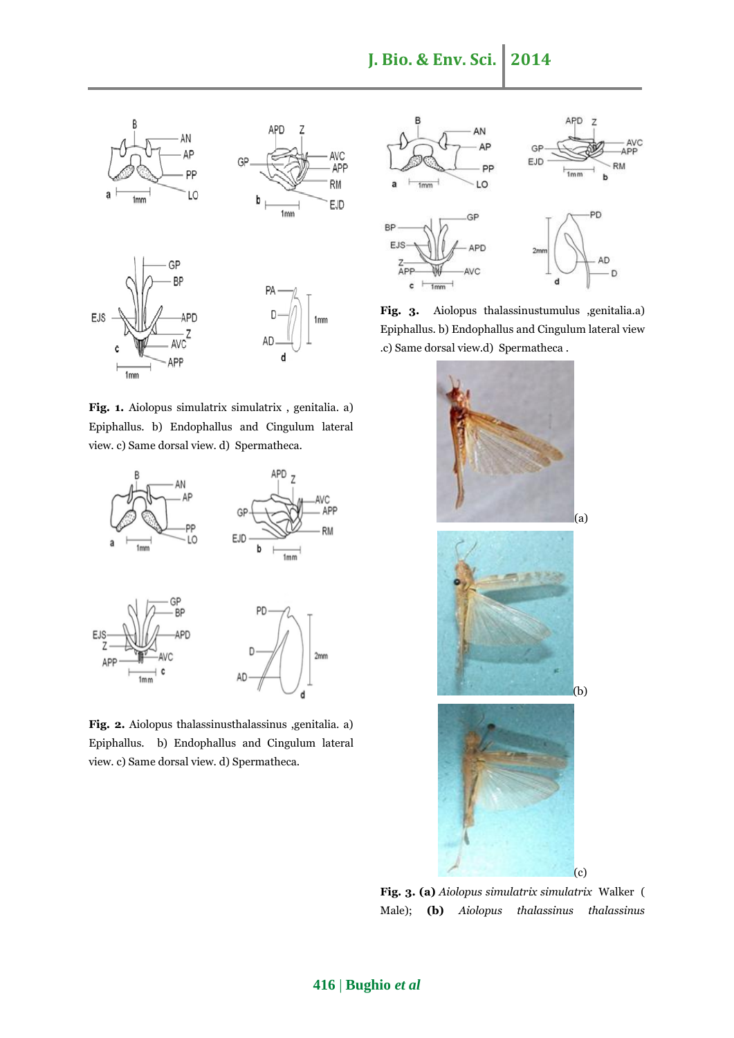**Fig. 1.** Aiolopus simulatrix simulatrix , genitalia. a) Epiphallus. b) Endophallus and Cingulum lateral view. c) Same dorsal view. d) Spermatheca.

**Fig. 2.** Aiolopus thalassinusthalassinus ,genitalia. a) Epiphallus. b) Endophallus and Cingulum lateral view. c) Same dorsal view. d) Spermatheca.

**Fig. 3.** Aiolopus thalassinustumulus ,genitalia.a) Epiphallus. b) Endophallus and Cingulum lateral view .c) Same dorsal view.d) Spermatheca .

(a)

(b)

(c)

**Fig. 3. (a)** *Aiolopus simulatrix simulatrix* Walker ( Male); **(b)** *Aiolopus thalassinus thalassinus*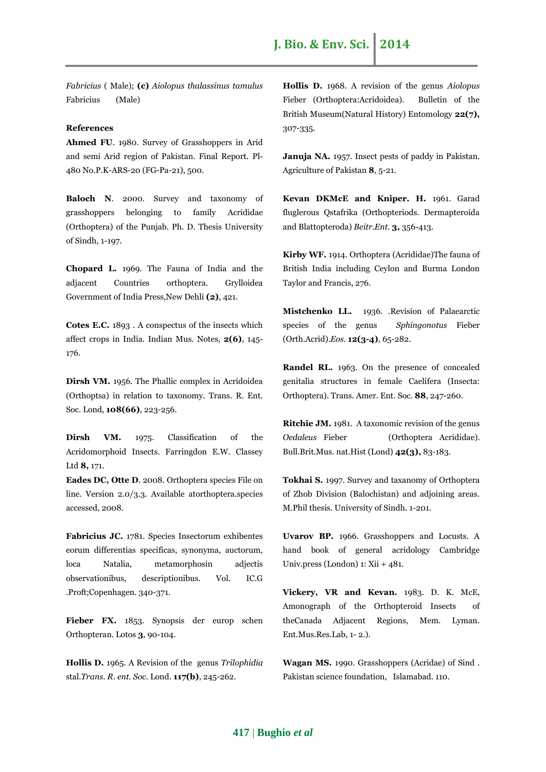*Fabricius* ( Male); **(c)** *Aiolopus thalassinus tamulus* Fabricius (Male)

**References**

**Ahmed FU**. 1980. Survey of Grasshoppers in Arid and semi Arid region of Pakistan. Final Report. Pl-480 No.P.K-ARS-20 (FG-Pa-21), 500.

**Baloch N**. 2000. Survey and taxonomy of grasshoppers belonging to family Acrididae (Orthoptera) of the Punjab. Ph. D. Thesis University of Sindh, 1-197.

**Chopard L.** 1969. The Fauna of India and the adjacent Countries orthoptera. Grylloidea Government of India Press,New Dehli **(2)**, 421.

**Cotes E.C.** 1893 . A conspectus of the insects which affect crops in India. Indian Mus. Notes, **2(6)**, 145-176.

**Dirsh VM.** 1956. The Phallic complex in Acridoidea (Orthoptsa) in relation to taxonomy. Trans. R. Ent. Soc. Lond, **108(66)**, 223-256.

**Dirsh VM.** 1975. Classification of the Acridomorphoid Insects. Farringdon E.W. Classey Ltd **8,** 171.

**Eades DC, Otte D**. 2008. Orthoptera species File on line. Version 2.0/3.3. Available atorthoptera.species accessed, 2008.

**Fabricius JC.** 1781. Species Insectorum exhibentes eorum differentias specificas, synonyma, auctorum, loca Natalia, metamorphosin adjectis observationibus, descriptionibus. Vol. IC.G .Proft;Copenhagen. 340-371.

**Fieber FX.** 1853. Synopsis der europ schen Orthopteran. Lotos **3**, 90-104.

**Hollis D.** 1965. A Revision of the genus *Trilophidia* stal.*Trans. R. ent. Soc.* Lond. **117(b)**, 245-262.

**Hollis D.** 1968. A revision of the genus *Aiolopus* Fieber (Orthoptera:Acridoidea). Bulletin of the British Museum(Natural History) Entomology **22(7),** 307-335.

**Januja NA.** 1957. Insect pests of paddy in Pakistan. Agriculture of Pakistan **8**, 5-21.

**Kevan DKMcE and Kniper. H.** 1961. Garad fluglerous Qstafrika (Orthopteriods. Dermapteroida and Blattopteroda) *Beitr.Ent.* **3,** 356-413.

**Kirby WF.** 1914. Orthoptera (Acrididae)The fauna of British India including Ceylon and Burma London Taylor and Francis, 276.

**Mistchenko LL.** 1936. .Revision of Palaearctic species of the genus *Sphingonotus* Fieber (Orth.Acrid).*Eos*. **12(3-4)**, 65-282.

**Randel RL.** 1963. On the presence of concealed genitalia structures in female Caelifera (Insecta: Orthoptera). Trans. Amer. Ent. Soc. **88**, 247-260.

**Ritchie JM.** 1981. A taxonomic revision of the genus *Oedaleus* Fieber (Orthoptera Acrididae). Bull.Brit.Mus. nat.Hist (Lond) **42(3),** 83-183.

**Tokhai S.** 1997. Survey and taxanomy of Orthoptera of Zhob Division (Balochistan) and adjoining areas. M.Phil thesis. University of Sindh. 1-201.

**Uvarov BP.** 1966. Grasshoppers and Locusts. A hand book of general acridology Cambridge Univ.press (London) 1: Xii + 481.

**Vickery, VR and Kevan.** 1983. D. K. McE, Amonograph of the Orthopteroid Insects of theCanada Adjacent Regions, Mem. Lyman. Ent.Mus.Res.Lab, 1- 2.).

**Wagan MS.** 1990. Grasshoppers (Acridae) of Sind . Pakistan science foundation, Islamabad. 110.